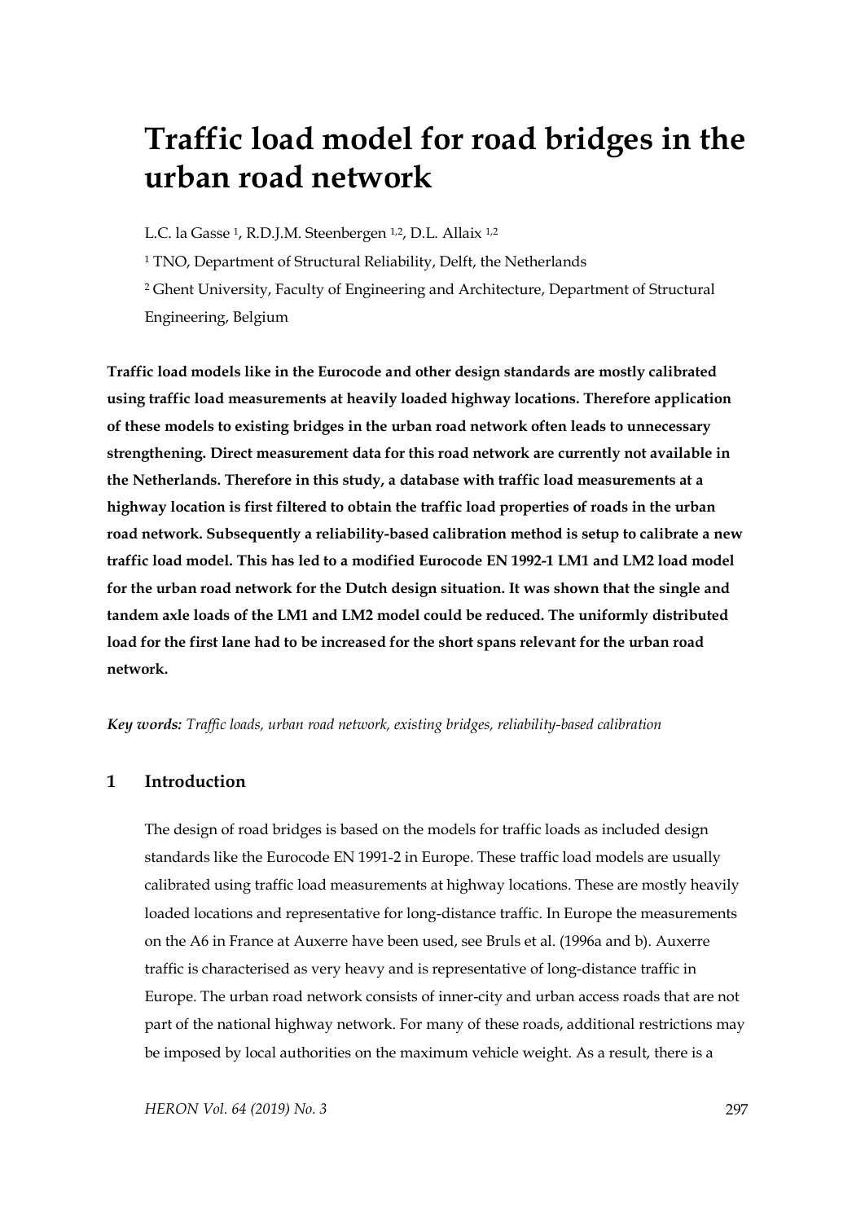# Traffic load model for road bridges in the urban road network

L.C. la Gasse [1], R.D.J.M. Steenbergen [1,2], D.L. Allaix [1,2]

[1] TNO, Department of Structural Reliability, Delft, the Netherlands

[2] Ghent University, Faculty of Engineering and Architecture, Department of Structural Engineering, Belgium

**Traffic load models like in the Eurocode and other design standards are mostly calibrated using traffic load measurements at heavily loaded highway locations. Therefore application of these models to existing bridges in the urban road network often leads to unnecessary strengthening. Direct measurement data for this road network are currently not available in the Netherlands. Therefore in this study, a database with traffic load measurements at a highway location is first filtered to obtain the traffic load properties of roads in the urban road network. Subsequently a reliability-based calibration method is setup to calibrate a new traffic load model. This has led to a modified Eurocode EN 1992-1 LM1 and LM2 load model for the urban road network for the Dutch design situation. It was shown that the single and tandem axle loads of the LM1 and LM2 model could be reduced. The uniformly distributed load for the first lane had to be increased for the short spans relevant for the urban road network.**

***Key words:*** *Traffic loads, urban road network, existing bridges, reliability-based calibration*

## 1 Introduction

The design of road bridges is based on the models for traffic loads as included design standards like the Eurocode EN 1991-2 in Europe. These traffic load models are usually calibrated using traffic load measurements at highway locations. These are mostly heavily loaded locations and representative for long-distance traffic. In Europe the measurements on the A6 in France at Auxerre have been used, see Bruls et al. (1996a and b). Auxerre traffic is characterised as very heavy and is representative of long-distance traffic in Europe. The urban road network consists of inner-city and urban access roads that are not part of the national highway network. For many of these roads, additional restrictions may be imposed by local authorities on the maximum vehicle weight. As a result, there is a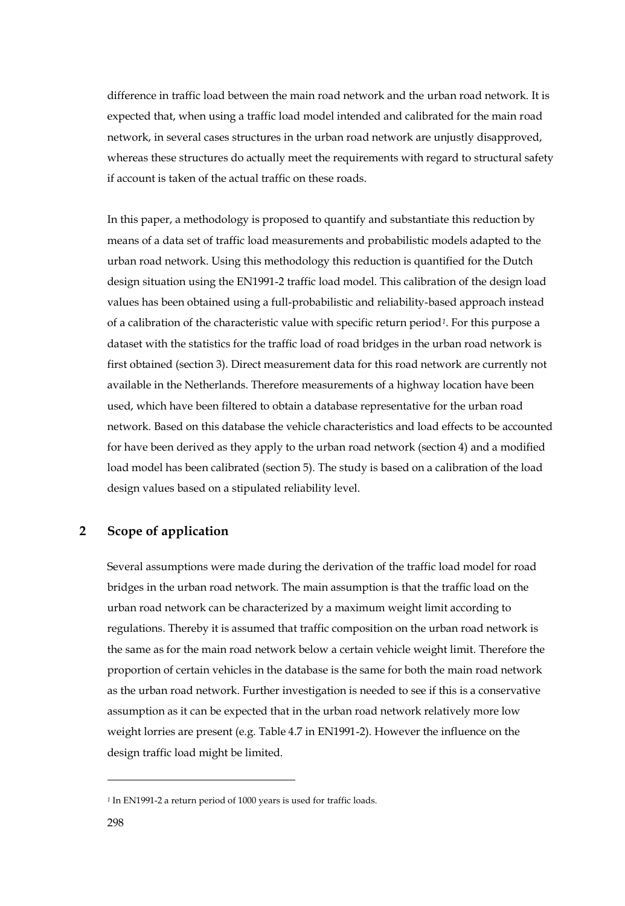difference in traffic load between the main road network and the urban road network. It is expected that, when using a traffic load model intended and calibrated for the main road network, in several cases structures in the urban road network are unjustly disapproved, whereas these structures do actually meet the requirements with regard to structural safety if account is taken of the actual traffic on these roads.

In this paper, a methodology is proposed to quantify and substantiate this reduction by means of a data set of traffic load measurements and probabilistic models adapted to the urban road network. Using this methodology this reduction is quantified for the Dutch design situation using the EN1991-2 traffic load model. This calibration of the design load values has been obtained using a full-probabilistic and reliability-based approach instead of a calibration of the characteristic value with specific return period[1]. For this purpose a dataset with the statistics for the traffic load of road bridges in the urban road network is first obtained (section 3). Direct measurement data for this road network are currently not available in the Netherlands. Therefore measurements of a highway location have been used, which have been filtered to obtain a database representative for the urban road network. Based on this database the vehicle characteristics and load effects to be accounted for have been derived as they apply to the urban road network (section 4) and a modified load model has been calibrated (section 5). The study is based on a calibration of the load design values based on a stipulated reliability level.

## 2 Scope of application

Several assumptions were made during the derivation of the traffic load model for road bridges in the urban road network. The main assumption is that the traffic load on the urban road network can be characterized by a maximum weight limit according to regulations. Thereby it is assumed that traffic composition on the urban road network is the same as for the main road network below a certain vehicle weight limit. Therefore the proportion of certain vehicles in the database is the same for both the main road network as the urban road network. Further investigation is needed to see if this is a conservative assumption as it can be expected that in the urban road network relatively more low weight lorries are present (e.g. Table 4.7 in EN1991-2). However the influence on the design traffic load might be limited.

---

[1] In EN1991-2 a return period of 1000 years is used for traffic loads.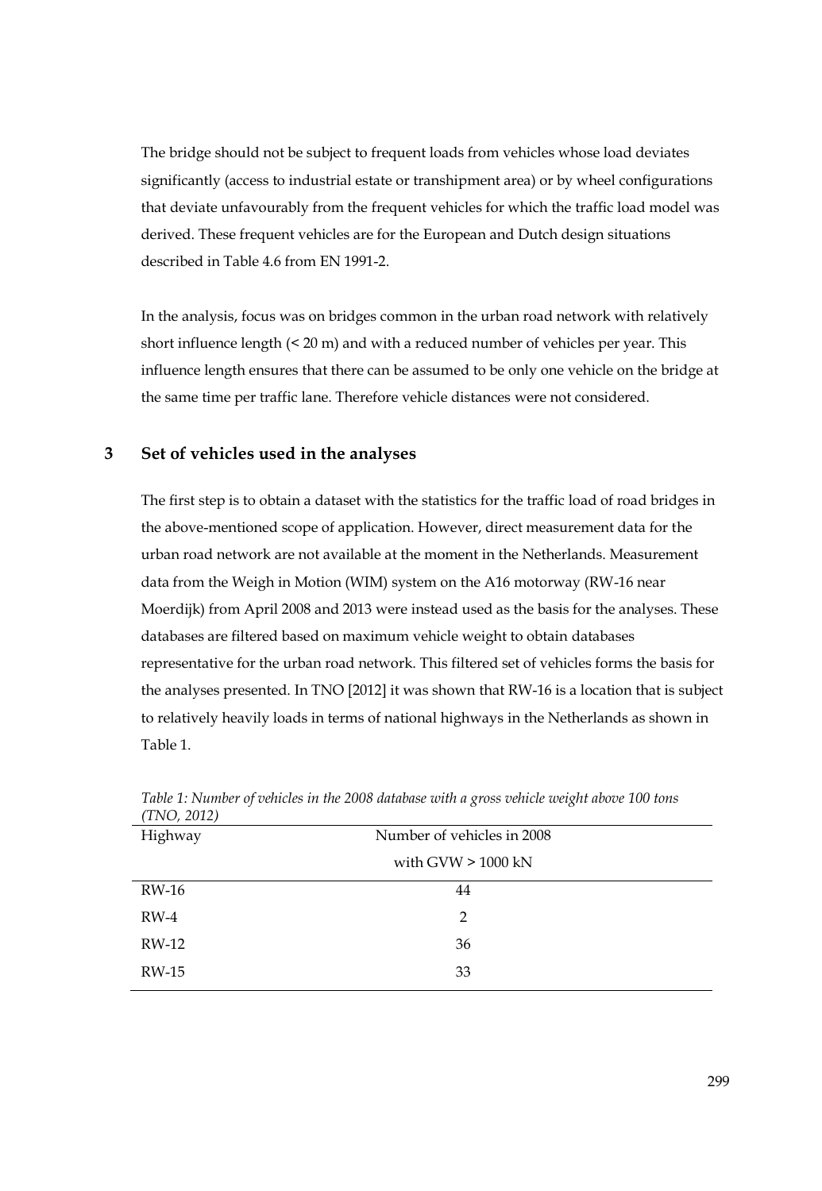The bridge should not be subject to frequent loads from vehicles whose load deviates significantly (access to industrial estate or transhipment area) or by wheel configurations that deviate unfavourably from the frequent vehicles for which the traffic load model was derived. These frequent vehicles are for the European and Dutch design situations described in Table 4.6 from EN 1991-2.

In the analysis, focus was on bridges common in the urban road network with relatively short influence length (< 20 m) and with a reduced number of vehicles per year. This influence length ensures that there can be assumed to be only one vehicle on the bridge at the same time per traffic lane. Therefore vehicle distances were not considered.

## 3 Set of vehicles used in the analyses

The first step is to obtain a dataset with the statistics for the traffic load of road bridges in the above-mentioned scope of application. However, direct measurement data for the urban road network are not available at the moment in the Netherlands. Measurement data from the Weigh in Motion (WIM) system on the A16 motorway (RW-16 near Moerdijk) from April 2008 and 2013 were instead used as the basis for the analyses. These databases are filtered based on maximum vehicle weight to obtain databases representative for the urban road network. This filtered set of vehicles forms the basis for the analyses presented. In TNO [2012] it was shown that RW-16 is a location that is subject to relatively heavily loads in terms of national highways in the Netherlands as shown in Table 1.

*Table 1: Number of vehicles in the 2008 database with a gross vehicle weight above 100 tons (TNO, 2012)*

| Highway | Number of vehicles in 2008 with GVW > 1000 kN |
|---|---|
| RW-16 | 44 |
| RW-4 | 2 |
| RW-12 | 36 |
| RW-15 | 33 |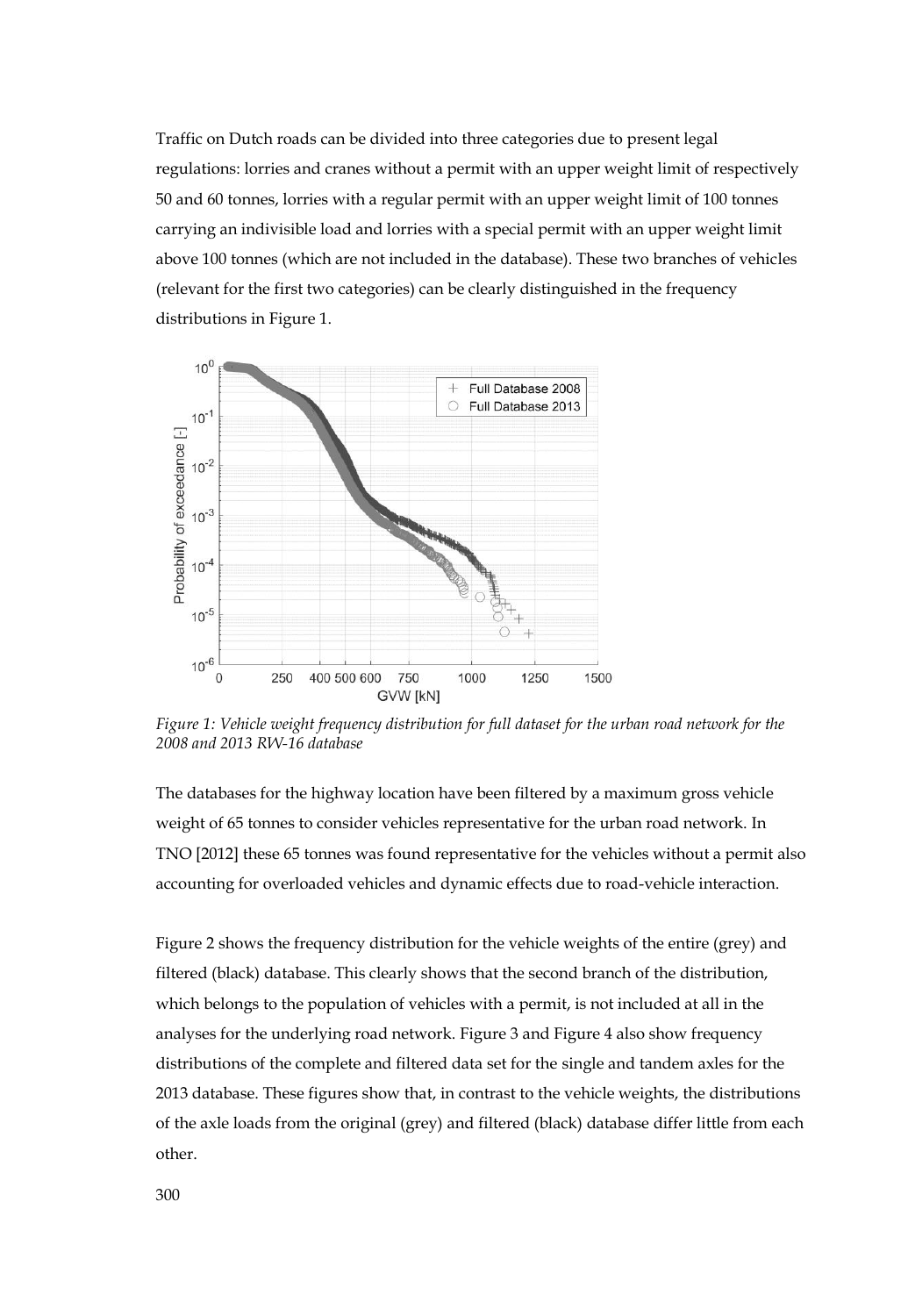Traffic on Dutch roads can be divided into three categories due to present legal regulations: lorries and cranes without a permit with an upper weight limit of respectively 50 and 60 tonnes, lorries with a regular permit with an upper weight limit of 100 tonnes carrying an indivisible load and lorries with a special permit with an upper weight limit above 100 tonnes (which are not included in the database). These two branches of vehicles (relevant for the first two categories) can be clearly distinguished in the frequency distributions in Figure 1.

Probability of exceedance [-]

$10^0$
$10^{-1}$
$10^{-2}$
$10^{-3}$
$10^{-4}$
$10^{-5}$
$10^{-6}$

0 250 400 500 600 750 1000 1250 1500

GVW [kN]

+ Full Database 2008
○ Full Database 2013

*Figure 1: Vehicle weight frequency distribution for full dataset for the urban road network for the 2008 and 2013 RW-16 database*

The databases for the highway location have been filtered by a maximum gross vehicle weight of 65 tonnes to consider vehicles representative for the urban road network. In TNO [2012] these 65 tonnes was found representative for the vehicles without a permit also accounting for overloaded vehicles and dynamic effects due to road-vehicle interaction.

Figure 2 shows the frequency distribution for the vehicle weights of the entire (grey) and filtered (black) database. This clearly shows that the second branch of the distribution, which belongs to the population of vehicles with a permit, is not included at all in the analyses for the underlying road network. Figure 3 and Figure 4 also show frequency distributions of the complete and filtered data set for the single and tandem axles for the 2013 database. These figures show that, in contrast to the vehicle weights, the distributions of the axle loads from the original (grey) and filtered (black) database differ little from each other.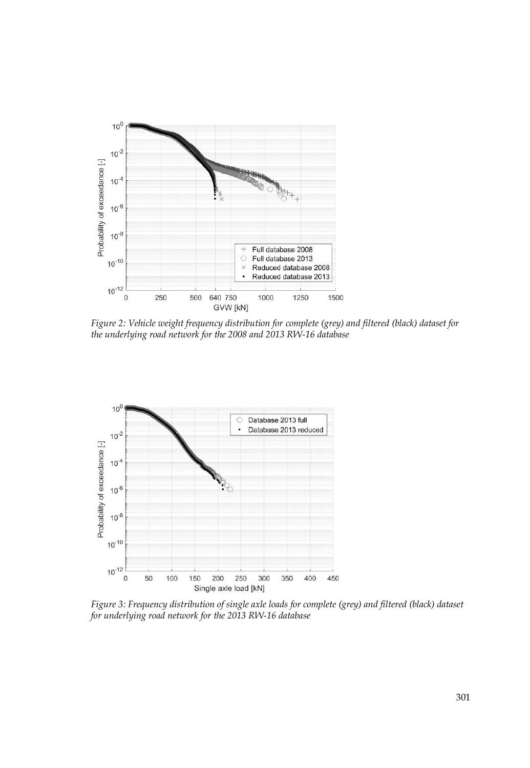Probability of exceedance [-]

$10^0$

$10^{-2}$

$10^{-4}$

$10^{-6}$

$10^{-8}$

$10^{-10}$

$10^{-12}$

0 250 500 640 750 1000 1250 1500

GVW [kN]

+ Full database 2008

○ Full database 2013

× Reduced database 2008

• Reduced database 2013

*Figure 2: Vehicle weight frequency distribution for complete (grey) and filtered (black) dataset for the underlying road network for the 2008 and 2013 RW-16 database*

Probability of exceedance [-]

$10^0$

$10^{-2}$

$10^{-4}$

$10^{-6}$

$10^{-8}$

$10^{-10}$

$10^{-12}$

0 50 100 150 200 250 300 350 400 450

Single axle load [kN]

○ Database 2013 full

• Database 2013 reduced

*Figure 3: Frequency distribution of single axle loads for complete (grey) and filtered (black) dataset for underlying road network for the 2013 RW-16 database*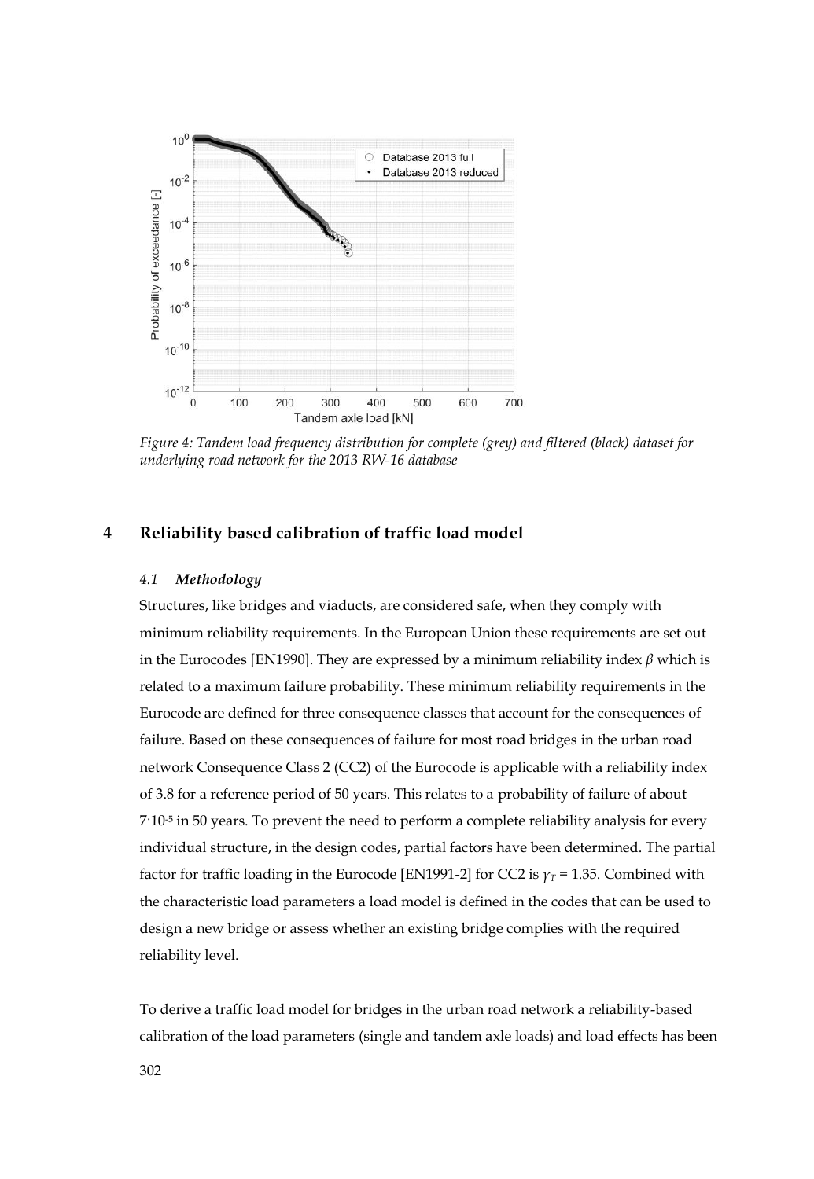Probability of exceedance [-]

$10^{0}$

$10^{-2}$

$10^{-4}$

$10^{-6}$

$10^{-8}$

$10^{-10}$

$10^{-12}$

0 100 200 300 400 500 600 700

Tandem axle load [kN]

Database 2013 full

Database 2013 reduced

*Figure 4: Tandem load frequency distribution for complete (grey) and filtered (black) dataset for underlying road network for the 2013 RW-16 database*

## 4 Reliability based calibration of traffic load model

### *4.1 Methodology*

Structures, like bridges and viaducts, are considered safe, when they comply with minimum reliability requirements. In the European Union these requirements are set out in the Eurocodes [EN1990]. They are expressed by a minimum reliability index $\beta$ which is related to a maximum failure probability. These minimum reliability requirements in the Eurocode are defined for three consequence classes that account for the consequences of failure. Based on these consequences of failure for most road bridges in the urban road network Consequence Class 2 (CC2) of the Eurocode is applicable with a reliability index of 3.8 for a reference period of 50 years. This relates to a probability of failure of about $7 \cdot 10^{-5}$ in 50 years. To prevent the need to perform a complete reliability analysis for every individual structure, in the design codes, partial factors have been determined. The partial factor for traffic loading in the Eurocode [EN1991-2] for CC2 is $\gamma_T = 1.35$. Combined with the characteristic load parameters a load model is defined in the codes that can be used to design a new bridge or assess whether an existing bridge complies with the required reliability level.

To derive a traffic load model for bridges in the urban road network a reliability-based calibration of the load parameters (single and tandem axle loads) and load effects has been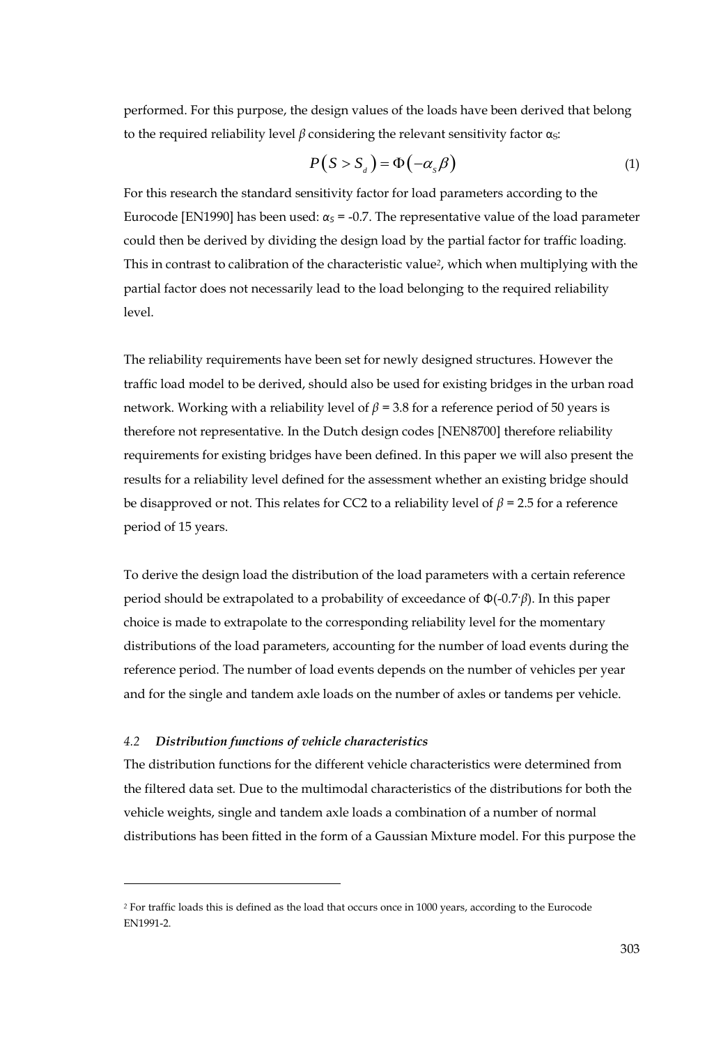performed. For this purpose, the design values of the loads have been derived that belong to the required reliability level $\beta$ considering the relevant sensitivity factor $\alpha_S$:

$$P\left(S > S_d\right) = \Phi\left(-\alpha_S \beta\right) \tag{1}$$

For this research the standard sensitivity factor for load parameters according to the Eurocode [EN1990] has been used: $\alpha_S$ = -0.7. The representative value of the load parameter could then be derived by dividing the design load by the partial factor for traffic loading. This in contrast to calibration of the characteristic value[2], which when multiplying with the partial factor does not necessarily lead to the load belonging to the required reliability level.

The reliability requirements have been set for newly designed structures. However the traffic load model to be derived, should also be used for existing bridges in the urban road network. Working with a reliability level of $\beta$ = 3.8 for a reference period of 50 years is therefore not representative. In the Dutch design codes [NEN8700] therefore reliability requirements for existing bridges have been defined. In this paper we will also present the results for a reliability level defined for the assessment whether an existing bridge should be disapproved or not. This relates for CC2 to a reliability level of $\beta$ = 2.5 for a reference period of 15 years.

To derive the design load the distribution of the load parameters with a certain reference period should be extrapolated to a probability of exceedance of $\Phi(-0.7 \cdot \beta)$. In this paper choice is made to extrapolate to the corresponding reliability level for the momentary distributions of the load parameters, accounting for the number of load events during the reference period. The number of load events depends on the number of vehicles per year and for the single and tandem axle loads on the number of axles or tandems per vehicle.

### *4.2 Distribution functions of vehicle characteristics*

The distribution functions for the different vehicle characteristics were determined from the filtered data set. Due to the multimodal characteristics of the distributions for both the vehicle weights, single and tandem axle loads a combination of a number of normal distributions has been fitted in the form of a Gaussian Mixture model. For this purpose the

---

[2] For traffic loads this is defined as the load that occurs once in 1000 years, according to the Eurocode EN1991-2.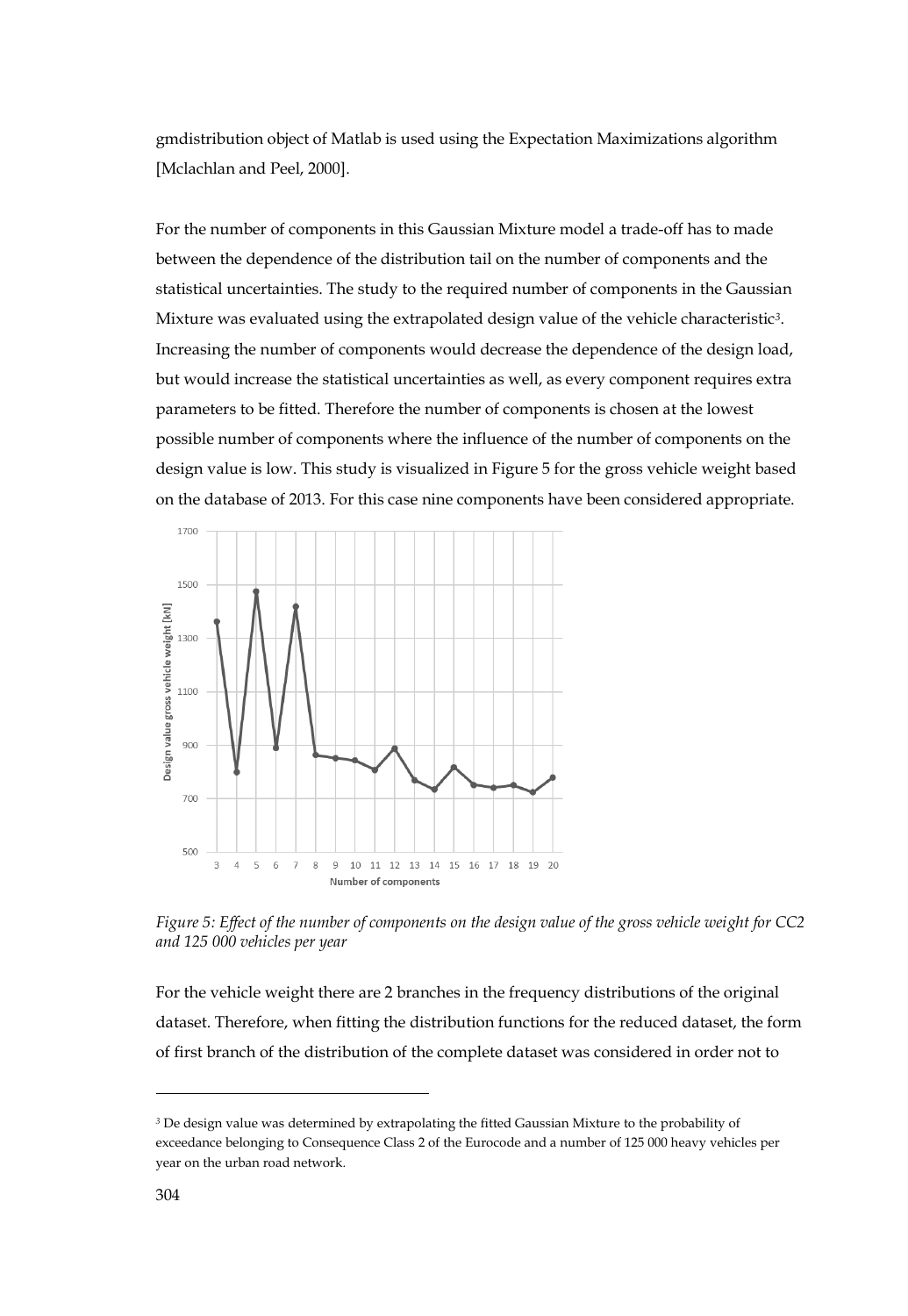gmdistribution object of Matlab is used using the Expectation Maximizations algorithm [Mclachlan and Peel, 2000].

For the number of components in this Gaussian Mixture model a trade-off has to made between the dependence of the distribution tail on the number of components and the statistical uncertainties. The study to the required number of components in the Gaussian Mixture was evaluated using the extrapolated design value of the vehicle characteristic[3]. Increasing the number of components would decrease the dependence of the design load, but would increase the statistical uncertainties as well, as every component requires extra parameters to be fitted. Therefore the number of components is chosen at the lowest possible number of components where the influence of the number of components on the design value is low. This study is visualized in Figure 5 for the gross vehicle weight based on the database of 2013. For this case nine components have been considered appropriate.

Design value gross vehicle weight [kN]

1700
1500
1300
1100
900
700
500

3 4 5 6 7 8 9 10 11 12 13 14 15 16 17 18 19 20

Number of components

*Figure 5: Effect of the number of components on the design value of the gross vehicle weight for CC2 and 125 000 vehicles per year*

For the vehicle weight there are 2 branches in the frequency distributions of the original dataset. Therefore, when fitting the distribution functions for the reduced dataset, the form of first branch of the distribution of the complete dataset was considered in order not to

[3] De design value was determined by extrapolating the fitted Gaussian Mixture to the probability of exceedance belonging to Consequence Class 2 of the Eurocode and a number of 125 000 heavy vehicles per year on the urban road network.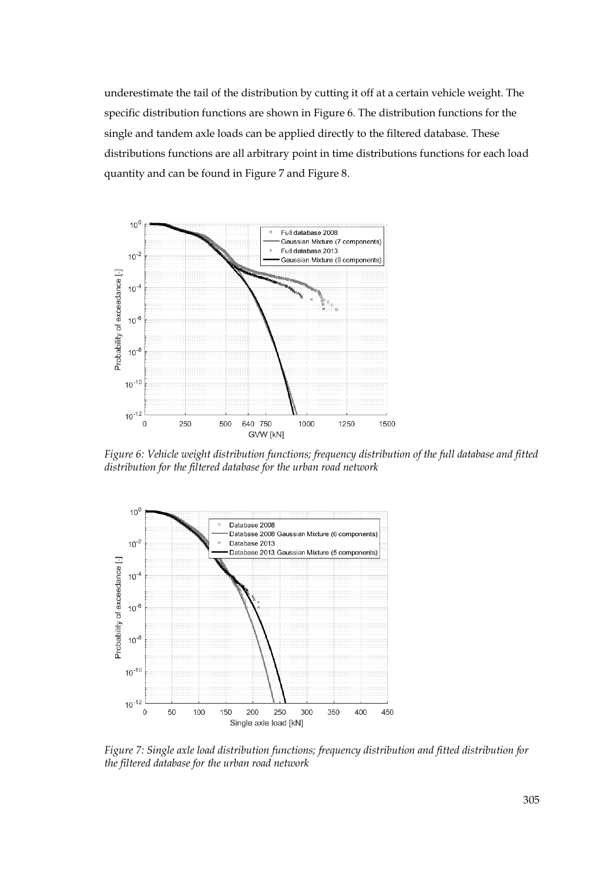underestimate the tail of the distribution by cutting it off at a certain vehicle weight. The specific distribution functions are shown in Figure 6. The distribution functions for the single and tandem axle loads can be applied directly to the filtered database. These distributions functions are all arbitrary point in time distributions functions for each load quantity and can be found in Figure 7 and Figure 8.

Full database 2008
Gaussian Mixture (7 components)
Full database 2013
Gaussian Mixture (9 components)

Probability of exceedance [-]

$10^0$
$10^{-2}$
$10^{-4}$
$10^{-6}$
$10^{-8}$
$10^{-10}$
$10^{-12}$

0 250 500 640 750 1000 1250 1500

GVW [kN]

*Figure 6: Vehicle weight distribution functions; frequency distribution of the full database and fitted distribution for the filtered database for the urban road network*

Database 2008
Database 2008 Gaussian Mixture (6 components)
Database 2013
Database 2013 Gaussian Mixture (5 components)

Probability of exceedance [-]

$10^0$
$10^{-2}$
$10^{-4}$
$10^{-6}$
$10^{-8}$
$10^{-10}$
$10^{-12}$

0 50 100 150 200 250 300 350 400 450

Single axle load [kN]

*Figure 7: Single axle load distribution functions; frequency distribution and fitted distribution for the filtered database for the urban road network*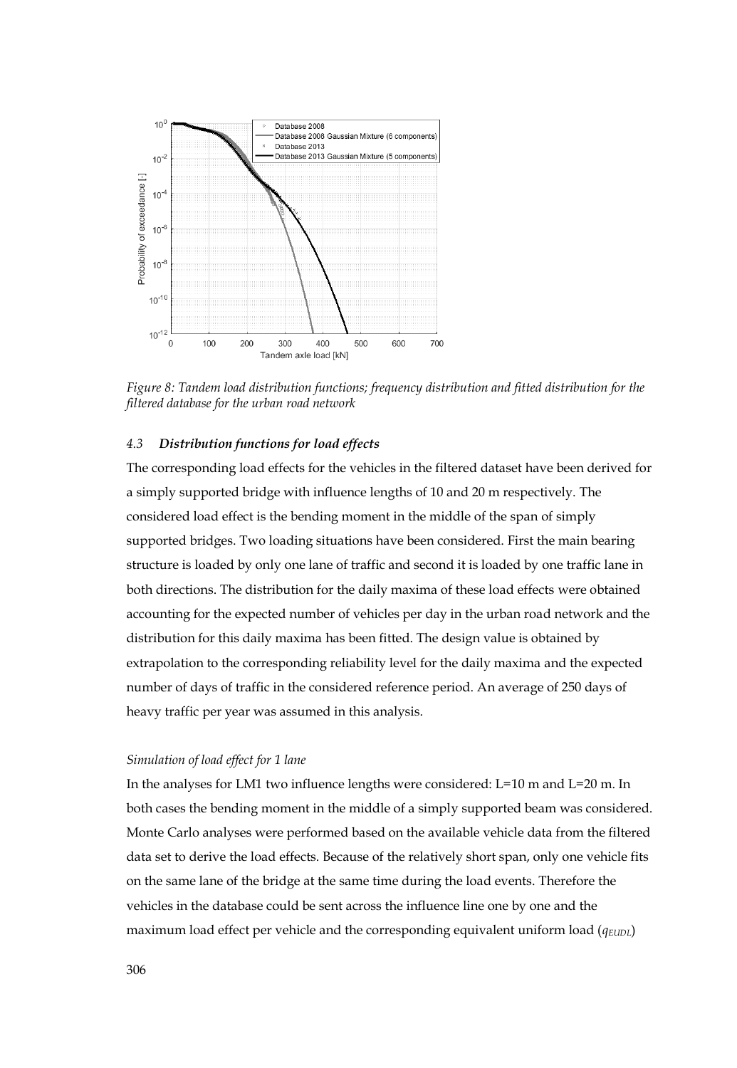$10^{0}$
$10^{-2}$
$10^{-4}$
$10^{-6}$
$10^{-8}$
$10^{-10}$
$10^{-12}$

Probability of exceedance [-]

0 100 200 300 400 500 600 700

Tandem axle load [kN]

Database 2008
Database 2008 Gaussian Mixture (6 components)
Database 2013
Database 2013 Gaussian Mixture (5 components)

*Figure 8: Tandem load distribution functions; frequency distribution and fitted distribution for the filtered database for the urban road network*

### *4.3 Distribution functions for load effects*

The corresponding load effects for the vehicles in the filtered dataset have been derived for a simply supported bridge with influence lengths of 10 and 20 m respectively. The considered load effect is the bending moment in the middle of the span of simply supported bridges. Two loading situations have been considered. First the main bearing structure is loaded by only one lane of traffic and second it is loaded by one traffic lane in both directions. The distribution for the daily maxima of these load effects were obtained accounting for the expected number of vehicles per day in the urban road network and the distribution for this daily maxima has been fitted. The design value is obtained by extrapolation to the corresponding reliability level for the daily maxima and the expected number of days of traffic in the considered reference period. An average of 250 days of heavy traffic per year was assumed in this analysis.

*Simulation of load effect for 1 lane*

In the analyses for LM1 two influence lengths were considered: L=10 m and L=20 m. In both cases the bending moment in the middle of a simply supported beam was considered. Monte Carlo analyses were performed based on the available vehicle data from the filtered data set to derive the load effects. Because of the relatively short span, only one vehicle fits on the same lane of the bridge at the same time during the load events. Therefore the vehicles in the database could be sent across the influence line one by one and the maximum load effect per vehicle and the corresponding equivalent uniform load ($q_{EUDL}$)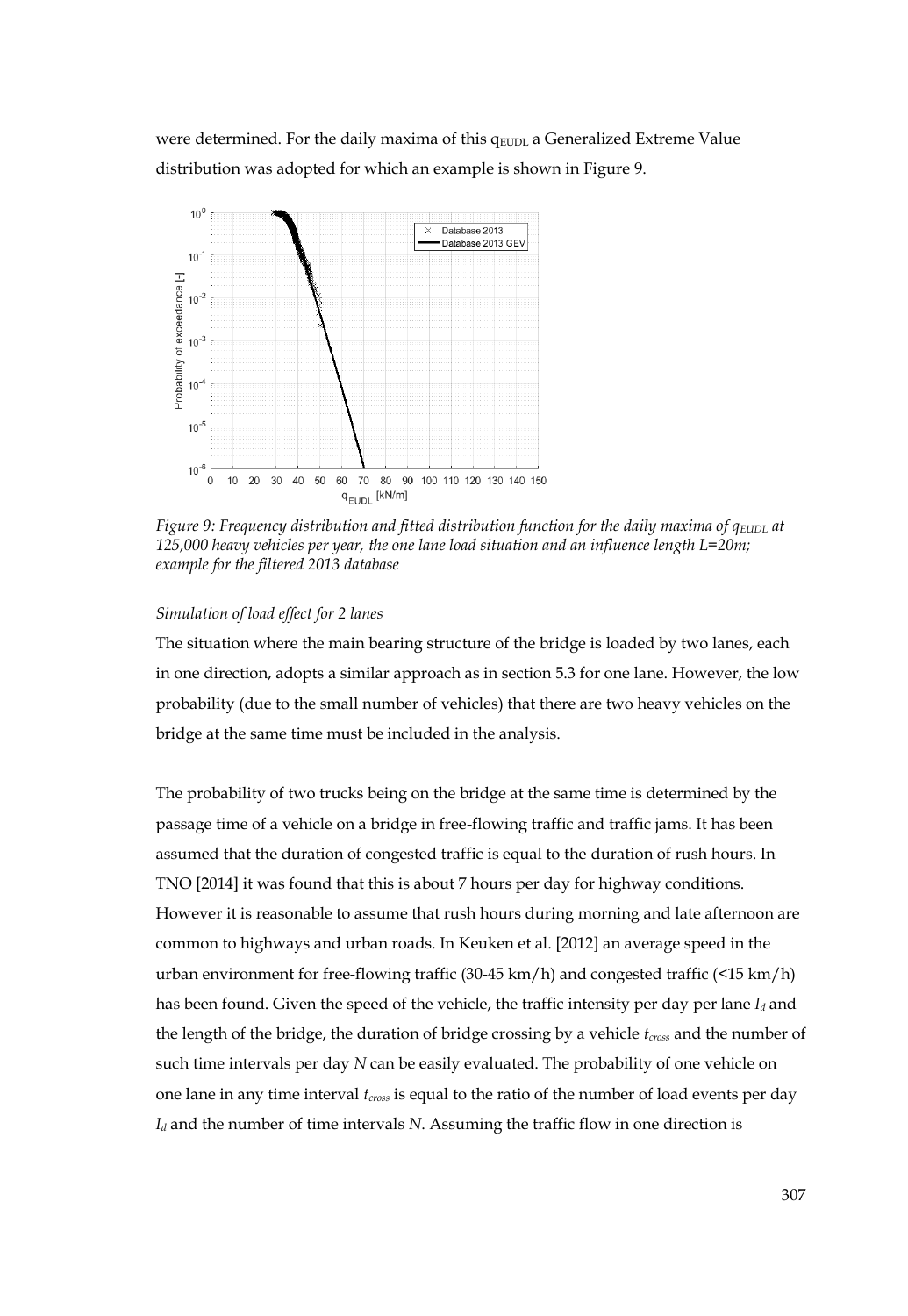were determined. For the daily maxima of this $q_{EUDL}$ a Generalized Extreme Value distribution was adopted for which an example is shown in Figure 9.

Probability of exceedance [-]

$10^0$
$10^{-1}$
$10^{-2}$
$10^{-3}$
$10^{-4}$
$10^{-5}$
$10^{-6}$

0 10 20 30 40 50 60 70 80 90 100 110 120 130 140 150

$q_{EUDL}$ [kN/m]

× Database 2013
Database 2013 GEV

*Figure 9: Frequency distribution and fitted distribution function for the daily maxima of $q_{EUDL}$ at 125,000 heavy vehicles per year, the one lane load situation and an influence length L=20m; example for the filtered 2013 database*

*Simulation of load effect for 2 lanes*

The situation where the main bearing structure of the bridge is loaded by two lanes, each in one direction, adopts a similar approach as in section 5.3 for one lane. However, the low probability (due to the small number of vehicles) that there are two heavy vehicles on the bridge at the same time must be included in the analysis.

The probability of two trucks being on the bridge at the same time is determined by the passage time of a vehicle on a bridge in free-flowing traffic and traffic jams. It has been assumed that the duration of congested traffic is equal to the duration of rush hours. In TNO [2014] it was found that this is about 7 hours per day for highway conditions. However it is reasonable to assume that rush hours during morning and late afternoon are common to highways and urban roads. In Keuken et al. [2012] an average speed in the urban environment for free-flowing traffic (30-45 km/h) and congested traffic (<15 km/h) has been found. Given the speed of the vehicle, the traffic intensity per day per lane $I_d$ and the length of the bridge, the duration of bridge crossing by a vehicle $t_{cross}$ and the number of such time intervals per day $N$ can be easily evaluated. The probability of one vehicle on one lane in any time interval $t_{cross}$ is equal to the ratio of the number of load events per day $I_d$ and the number of time intervals $N$. Assuming the traffic flow in one direction is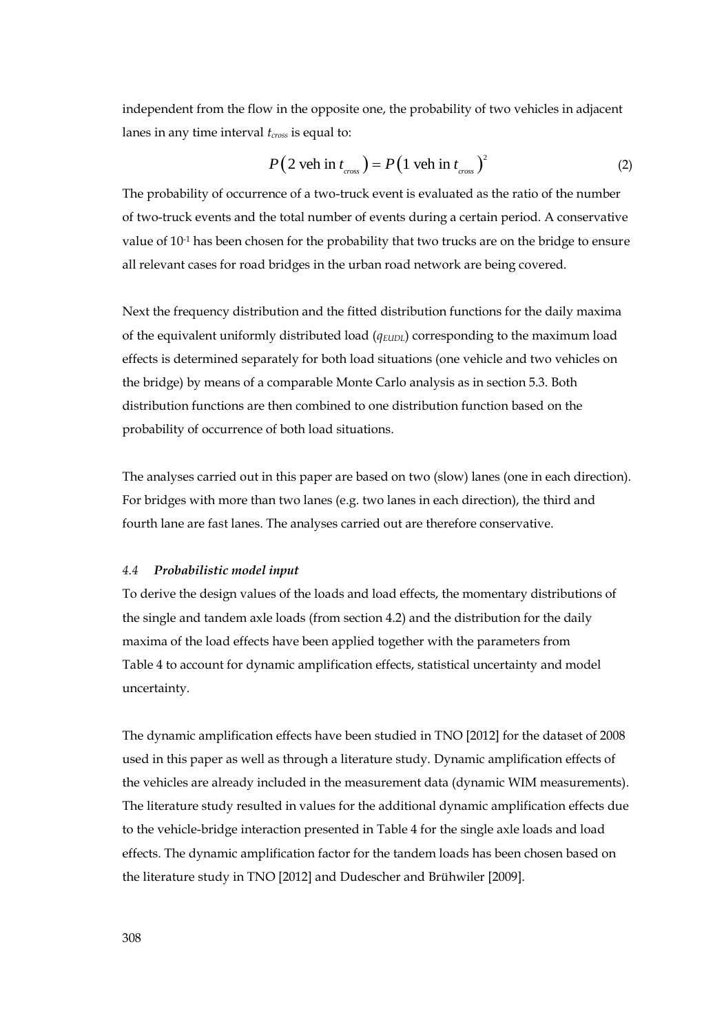independent from the flow in the opposite one, the probability of two vehicles in adjacent lanes in any time interval $t_{cross}$ is equal to:

$$P\left(2 \text{ veh in } t_{cross}\right) = P\left(1 \text{ veh in } t_{cross}\right)^2 \tag{2}$$

The probability of occurrence of a two-truck event is evaluated as the ratio of the number of two-truck events and the total number of events during a certain period. A conservative value of $10^{-1}$ has been chosen for the probability that two trucks are on the bridge to ensure all relevant cases for road bridges in the urban road network are being covered.

Next the frequency distribution and the fitted distribution functions for the daily maxima of the equivalent uniformly distributed load ($q_{EUDL}$) corresponding to the maximum load effects is determined separately for both load situations (one vehicle and two vehicles on the bridge) by means of a comparable Monte Carlo analysis as in section 5.3. Both distribution functions are then combined to one distribution function based on the probability of occurrence of both load situations.

The analyses carried out in this paper are based on two (slow) lanes (one in each direction). For bridges with more than two lanes (e.g. two lanes in each direction), the third and fourth lane are fast lanes. The analyses carried out are therefore conservative.

### *4.4 Probabilistic model input*

To derive the design values of the loads and load effects, the momentary distributions of the single and tandem axle loads (from section 4.2) and the distribution for the daily maxima of the load effects have been applied together with the parameters from Table 4 to account for dynamic amplification effects, statistical uncertainty and model uncertainty.

The dynamic amplification effects have been studied in TNO [2012] for the dataset of 2008 used in this paper as well as through a literature study. Dynamic amplification effects of the vehicles are already included in the measurement data (dynamic WIM measurements). The literature study resulted in values for the additional dynamic amplification effects due to the vehicle-bridge interaction presented in Table 4 for the single axle loads and load effects. The dynamic amplification factor for the tandem loads has been chosen based on the literature study in TNO [2012] and Dudescher and Brühwiler [2009].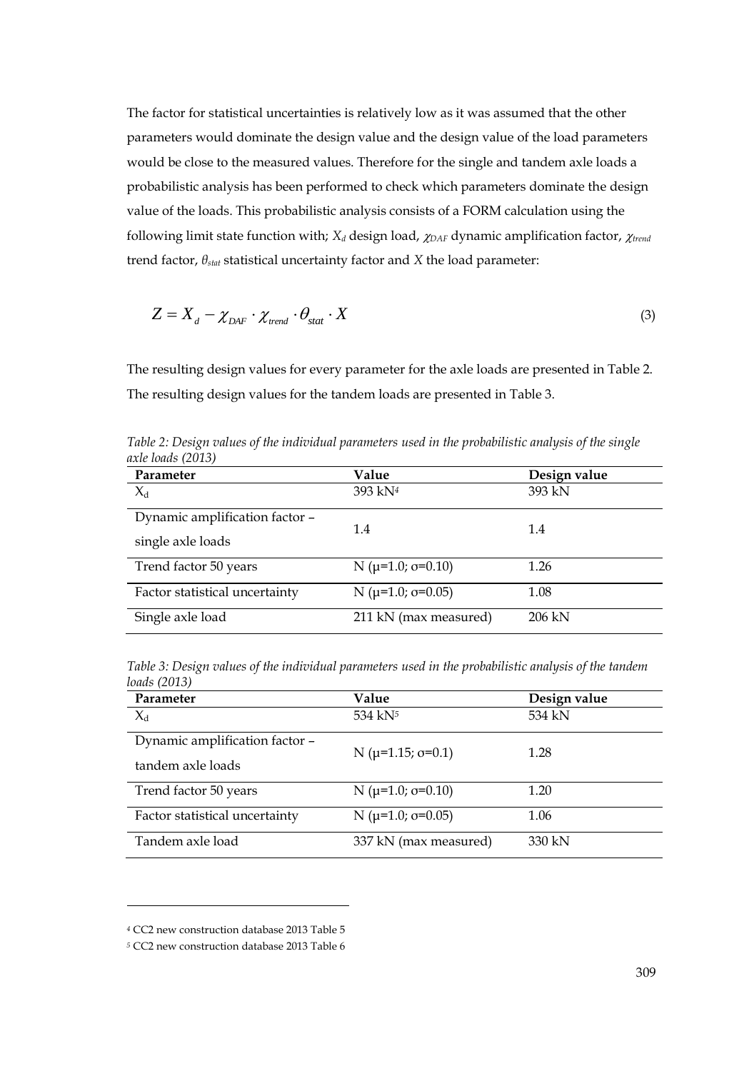The factor for statistical uncertainties is relatively low as it was assumed that the other parameters would dominate the design value and the design value of the load parameters would be close to the measured values. Therefore for the single and tandem axle loads a probabilistic analysis has been performed to check which parameters dominate the design value of the loads. This probabilistic analysis consists of a FORM calculation using the following limit state function with; $X_d$ design load, $\chi_{DAF}$ dynamic amplification factor, $\chi_{trend}$ trend factor, $\theta_{stat}$ statistical uncertainty factor and $X$ the load parameter:

$$Z = X_d - \chi_{DAF} \cdot \chi_{trend} \cdot \theta_{stat} \cdot X \tag{3}$$

The resulting design values for every parameter for the axle loads are presented in Table 2. The resulting design values for the tandem loads are presented in Table 3.

*Table 2: Design values of the individual parameters used in the probabilistic analysis of the single axle loads (2013)*

| Parameter | Value | Design value |
|---|---|---|
| $X_d$ | 393 kN[4] | 393 kN |
| Dynamic amplification factor – single axle loads | 1.4 | 1.4 |
| Trend factor 50 years | N (μ=1.0; σ=0.10) | 1.26 |
| Factor statistical uncertainty | N (μ=1.0; σ=0.05) | 1.08 |
| Single axle load | 211 kN (max measured) | 206 kN |

*Table 3: Design values of the individual parameters used in the probabilistic analysis of the tandem loads (2013)*

| Parameter | Value | Design value |
|---|---|---|
| $X_d$ | 534 kN[5] | 534 kN |
| Dynamic amplification factor – tandem axle loads | N (μ=1.15; σ=0.1) | 1.28 |
| Trend factor 50 years | N (μ=1.0; σ=0.10) | 1.20 |
| Factor statistical uncertainty | N (μ=1.0; σ=0.05) | 1.06 |
| Tandem axle load | 337 kN (max measured) | 330 kN |

[4] CC2 new construction database 2013 Table 5

[5] CC2 new construction database 2013 Table 6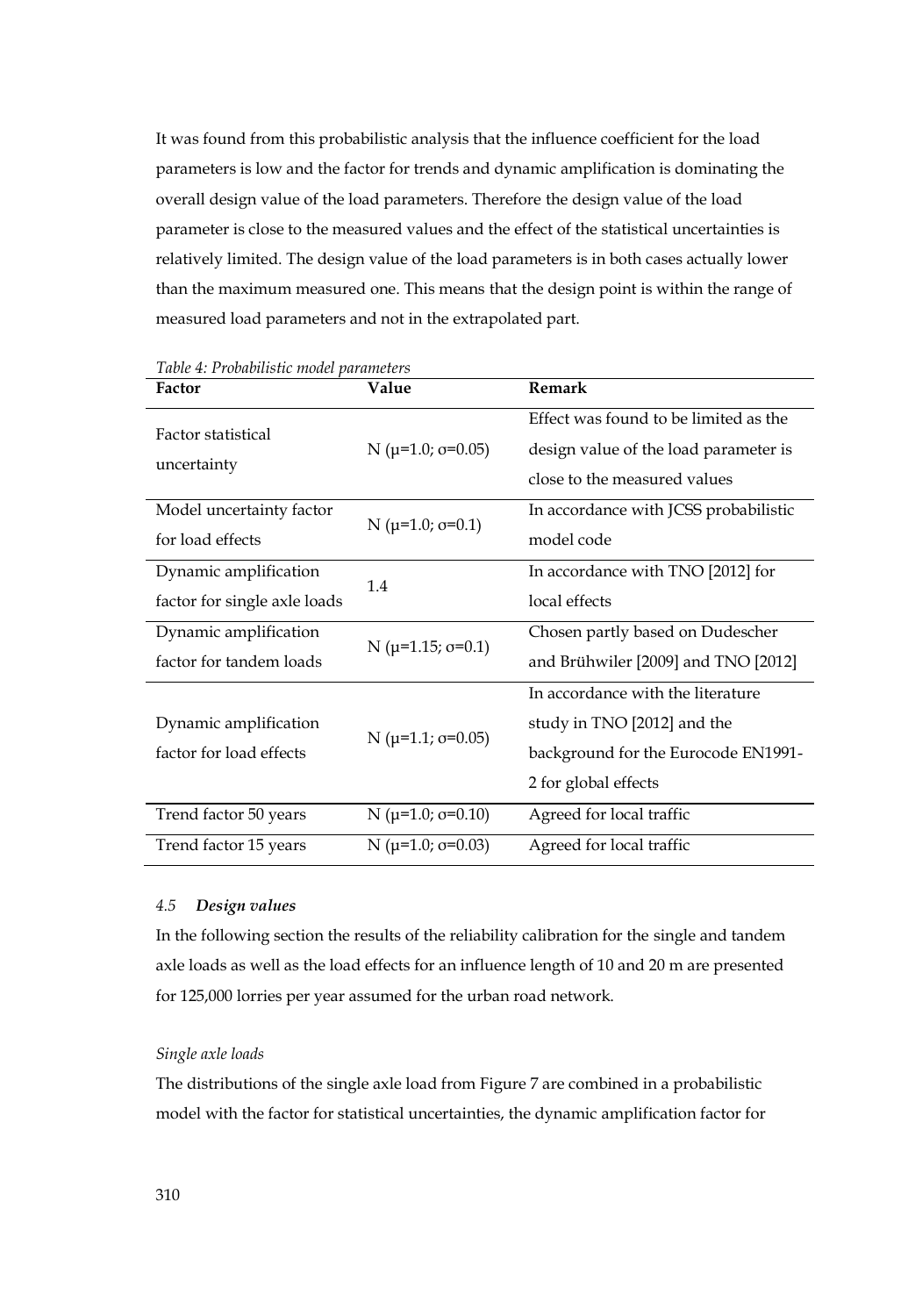It was found from this probabilistic analysis that the influence coefficient for the load parameters is low and the factor for trends and dynamic amplification is dominating the overall design value of the load parameters. Therefore the design value of the load parameter is close to the measured values and the effect of the statistical uncertainties is relatively limited. The design value of the load parameters is in both cases actually lower than the maximum measured one. This means that the design point is within the range of measured load parameters and not in the extrapolated part.

*Table 4: Probabilistic model parameters*

| Factor | Value | Remark |
|---|---|---|
| Factor statistical uncertainty | N ($\mu$=1.0; $\sigma$=0.05) | Effect was found to be limited as the design value of the load parameter is close to the measured values |
| Model uncertainty factor for load effects | N ($\mu$=1.0; $\sigma$=0.1) | In accordance with JCSS probabilistic model code |
| Dynamic amplification factor for single axle loads | 1.4 | In accordance with TNO [2012] for local effects |
| Dynamic amplification factor for tandem loads | N ($\mu$=1.15; $\sigma$=0.1) | Chosen partly based on Dudescher and Brühwiler [2009] and TNO [2012] |
| Dynamic amplification factor for load effects | N ($\mu$=1.1; $\sigma$=0.05) | In accordance with the literature study in TNO [2012] and the background for the Eurocode EN1991-2 for global effects |
| Trend factor 50 years | N ($\mu$=1.0; $\sigma$=0.10) | Agreed for local traffic |
| Trend factor 15 years | N ($\mu$=1.0; $\sigma$=0.03) | Agreed for local traffic |

### *4.5 Design values*

In the following section the results of the reliability calibration for the single and tandem axle loads as well as the load effects for an influence length of 10 and 20 m are presented for 125,000 lorries per year assumed for the urban road network.

*Single axle loads*

The distributions of the single axle load from Figure 7 are combined in a probabilistic model with the factor for statistical uncertainties, the dynamic amplification factor for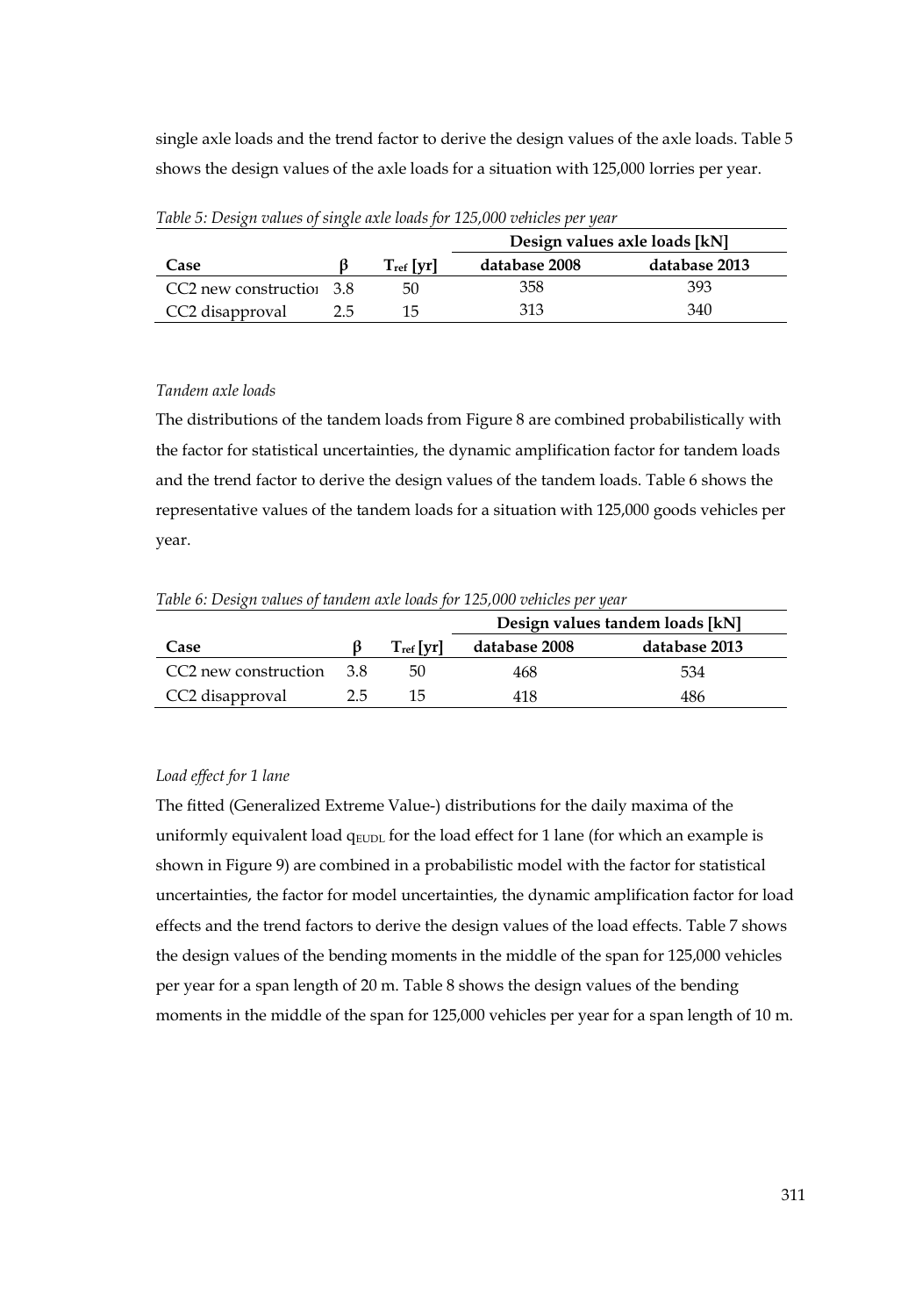single axle loads and the trend factor to derive the design values of the axle loads. Table 5 shows the design values of the axle loads for a situation with 125,000 lorries per year.

*Table 5: Design values of single axle loads for 125,000 vehicles per year*

| | | | Design values axle loads [kN] | |
|---|---|---|---|---|
| **Case** | **β** | **$T_{ref}$ [yr]** | **database 2008** | **database 2013** |
| CC2 new construction | 3.8 | 50 | 358 | 393 |
| CC2 disapproval | 2.5 | 15 | 313 | 340 |

*Tandem axle loads*

The distributions of the tandem loads from Figure 8 are combined probabilistically with the factor for statistical uncertainties, the dynamic amplification factor for tandem loads and the trend factor to derive the design values of the tandem loads. Table 6 shows the representative values of the tandem loads for a situation with 125,000 goods vehicles per year.

*Table 6: Design values of tandem axle loads for 125,000 vehicles per year*

| | | | Design values tandem loads [kN] | |
|---|---|---|---|---|
| **Case** | **β** | **$T_{ref}$ [yr]** | **database 2008** | **database 2013** |
| CC2 new construction | 3.8 | 50 | 468 | 534 |
| CC2 disapproval | 2.5 | 15 | 418 | 486 |

*Load effect for 1 lane*

The fitted (Generalized Extreme Value-) distributions for the daily maxima of the uniformly equivalent load $q_{EUDL}$ for the load effect for 1 lane (for which an example is shown in Figure 9) are combined in a probabilistic model with the factor for statistical uncertainties, the factor for model uncertainties, the dynamic amplification factor for load effects and the trend factors to derive the design values of the load effects. Table 7 shows the design values of the bending moments in the middle of the span for 125,000 vehicles per year for a span length of 20 m. Table 8 shows the design values of the bending moments in the middle of the span for 125,000 vehicles per year for a span length of 10 m.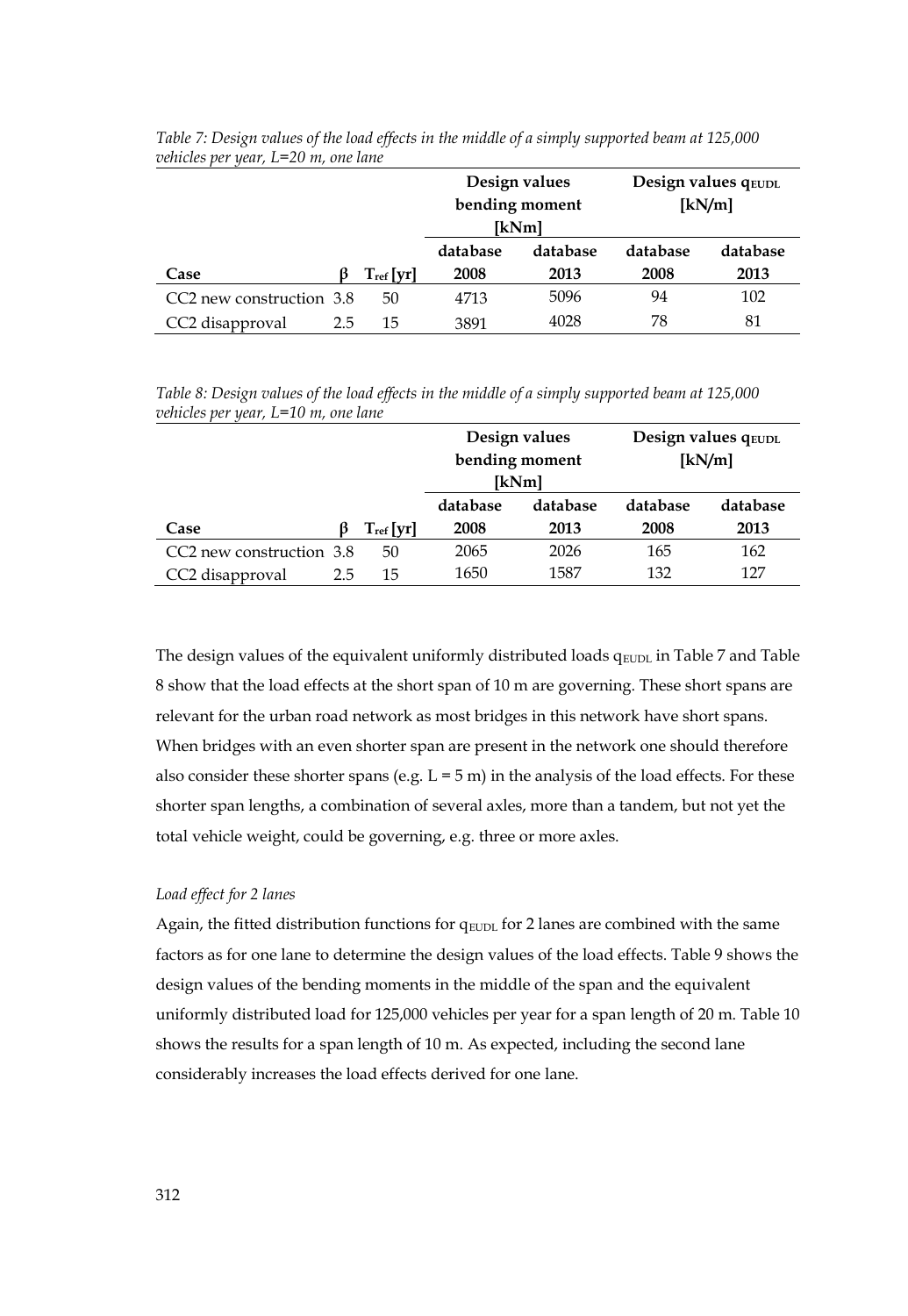*Table 7: Design values of the load effects in the middle of a simply supported beam at 125,000 vehicles per year, L=20 m, one lane*

| | | | Design values bending moment [kNm] | | Design values $q_{EUDL}$ [kN/m] | |
|---|---|---|---|---|---|---|
| **Case** | **β** | **$T_{ref}$ [yr]** | **database 2008** | **database 2013** | **database 2008** | **database 2013** |
| CC2 new construction | 3.8 | 50 | 4713 | 5096 | 94 | 102 |
| CC2 disapproval | 2.5 | 15 | 3891 | 4028 | 78 | 81 |

*Table 8: Design values of the load effects in the middle of a simply supported beam at 125,000 vehicles per year, L=10 m, one lane*

| | | | Design values bending moment [kNm] | | Design values $q_{EUDL}$ [kN/m] | |
|---|---|---|---|---|---|---|
| **Case** | **β** | **$T_{ref}$ [yr]** | **database 2008** | **database 2013** | **database 2008** | **database 2013** |
| CC2 new construction | 3.8 | 50 | 2065 | 2026 | 165 | 162 |
| CC2 disapproval | 2.5 | 15 | 1650 | 1587 | 132 | 127 |

The design values of the equivalent uniformly distributed loads $q_{EUDL}$ in Table 7 and Table 8 show that the load effects at the short span of 10 m are governing. These short spans are relevant for the urban road network as most bridges in this network have short spans. When bridges with an even shorter span are present in the network one should therefore also consider these shorter spans (e.g. L = 5 m) in the analysis of the load effects. For these shorter span lengths, a combination of several axles, more than a tandem, but not yet the total vehicle weight, could be governing, e.g. three or more axles.

*Load effect for 2 lanes*

Again, the fitted distribution functions for $q_{EUDL}$ for 2 lanes are combined with the same factors as for one lane to determine the design values of the load effects. Table 9 shows the design values of the bending moments in the middle of the span and the equivalent uniformly distributed load for 125,000 vehicles per year for a span length of 20 m. Table 10 shows the results for a span length of 10 m. As expected, including the second lane considerably increases the load effects derived for one lane.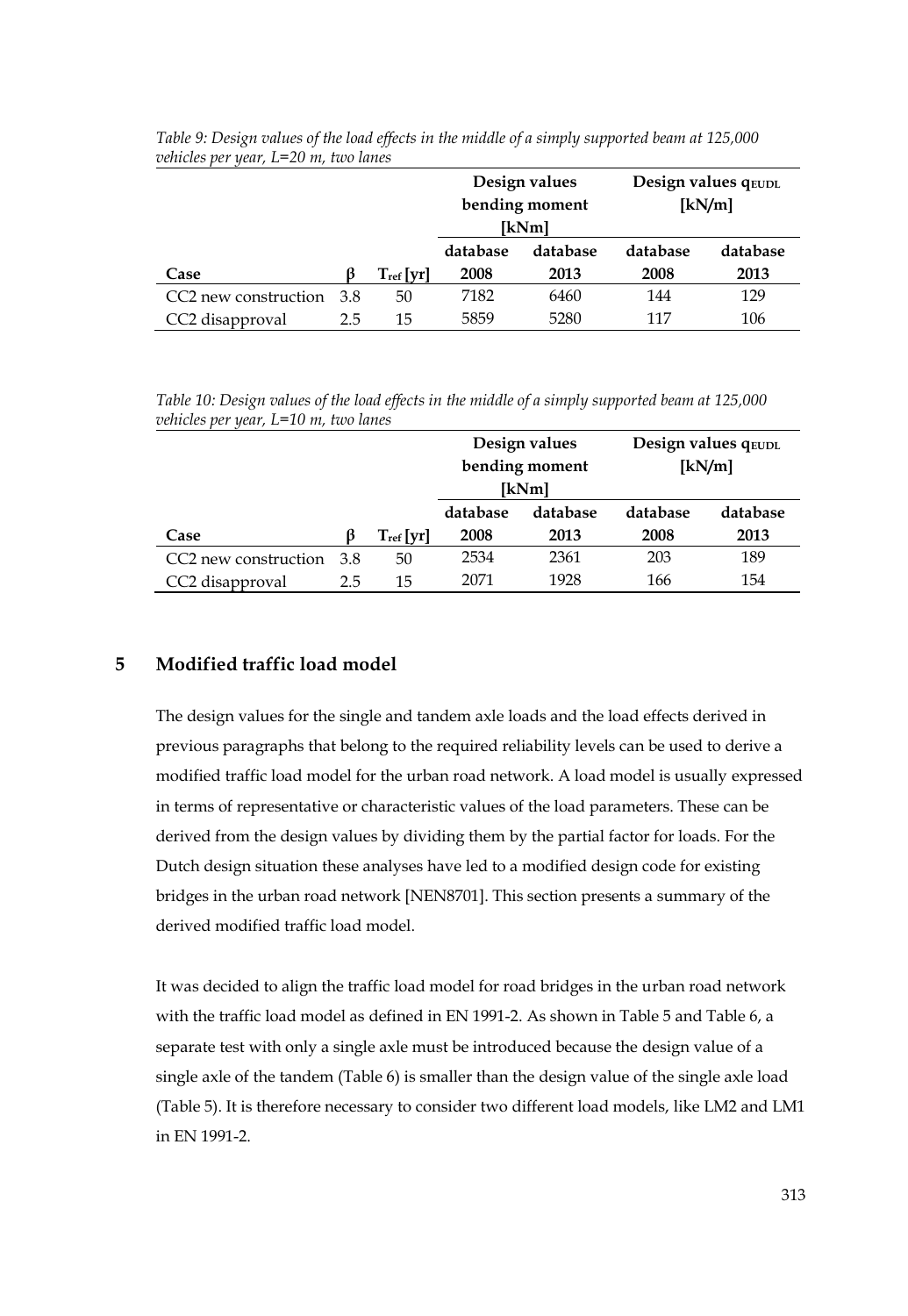*Table 9: Design values of the load effects in the middle of a simply supported beam at 125,000 vehicles per year, L=20 m, two lanes*

| | | | Design values bending moment [kNm] | | Design values $q_{EUDL}$ [kN/m] | |
|---|---|---|---|---|---|---|
| **Case** | **β** | **$T_{ref}$ [yr]** | **database 2008** | **database 2013** | **database 2008** | **database 2013** |
| CC2 new construction | 3.8 | 50 | 7182 | 6460 | 144 | 129 |
| CC2 disapproval | 2.5 | 15 | 5859 | 5280 | 117 | 106 |

*Table 10: Design values of the load effects in the middle of a simply supported beam at 125,000 vehicles per year, L=10 m, two lanes*

| | | | Design values bending moment [kNm] | | Design values $q_{EUDL}$ [kN/m] | |
|---|---|---|---|---|---|---|
| **Case** | **β** | **$T_{ref}$ [yr]** | **database 2008** | **database 2013** | **database 2008** | **database 2013** |
| CC2 new construction | 3.8 | 50 | 2534 | 2361 | 203 | 189 |
| CC2 disapproval | 2.5 | 15 | 2071 | 1928 | 166 | 154 |

## 5 Modified traffic load model

The design values for the single and tandem axle loads and the load effects derived in previous paragraphs that belong to the required reliability levels can be used to derive a modified traffic load model for the urban road network. A load model is usually expressed in terms of representative or characteristic values of the load parameters. These can be derived from the design values by dividing them by the partial factor for loads. For the Dutch design situation these analyses have led to a modified design code for existing bridges in the urban road network [NEN8701]. This section presents a summary of the derived modified traffic load model.

It was decided to align the traffic load model for road bridges in the urban road network with the traffic load model as defined in EN 1991-2. As shown in Table 5 and Table 6, a separate test with only a single axle must be introduced because the design value of a single axle of the tandem (Table 6) is smaller than the design value of the single axle load (Table 5). It is therefore necessary to consider two different load models, like LM2 and LM1 in EN 1991-2.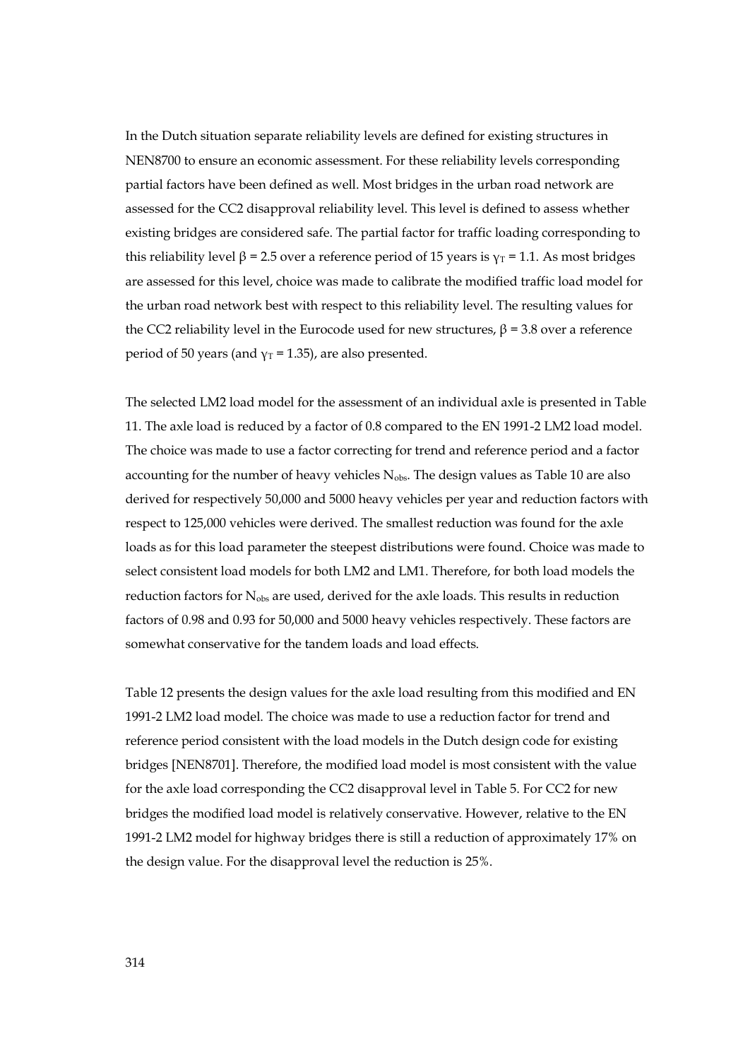In the Dutch situation separate reliability levels are defined for existing structures in NEN8700 to ensure an economic assessment. For these reliability levels corresponding partial factors have been defined as well. Most bridges in the urban road network are assessed for the CC2 disapproval reliability level. This level is defined to assess whether existing bridges are considered safe. The partial factor for traffic loading corresponding to this reliability level $\beta = 2.5$ over a reference period of 15 years is $\gamma_T = 1.1$. As most bridges are assessed for this level, choice was made to calibrate the modified traffic load model for the urban road network best with respect to this reliability level. The resulting values for the CC2 reliability level in the Eurocode used for new structures, $\beta = 3.8$ over a reference period of 50 years (and $\gamma_T = 1.35$), are also presented.

The selected LM2 load model for the assessment of an individual axle is presented in Table 11. The axle load is reduced by a factor of 0.8 compared to the EN 1991-2 LM2 load model. The choice was made to use a factor correcting for trend and reference period and a factor accounting for the number of heavy vehicles $N_{obs}$. The design values as Table 10 are also derived for respectively 50,000 and 5000 heavy vehicles per year and reduction factors with respect to 125,000 vehicles were derived. The smallest reduction was found for the axle loads as for this load parameter the steepest distributions were found. Choice was made to select consistent load models for both LM2 and LM1. Therefore, for both load models the reduction factors for $N_{obs}$ are used, derived for the axle loads. This results in reduction factors of 0.98 and 0.93 for 50,000 and 5000 heavy vehicles respectively. These factors are somewhat conservative for the tandem loads and load effects.

Table 12 presents the design values for the axle load resulting from this modified and EN 1991-2 LM2 load model. The choice was made to use a reduction factor for trend and reference period consistent with the load models in the Dutch design code for existing bridges [NEN8701]. Therefore, the modified load model is most consistent with the value for the axle load corresponding the CC2 disapproval level in Table 5. For CC2 for new bridges the modified load model is relatively conservative. However, relative to the EN 1991-2 LM2 model for highway bridges there is still a reduction of approximately 17% on the design value. For the disapproval level the reduction is 25%.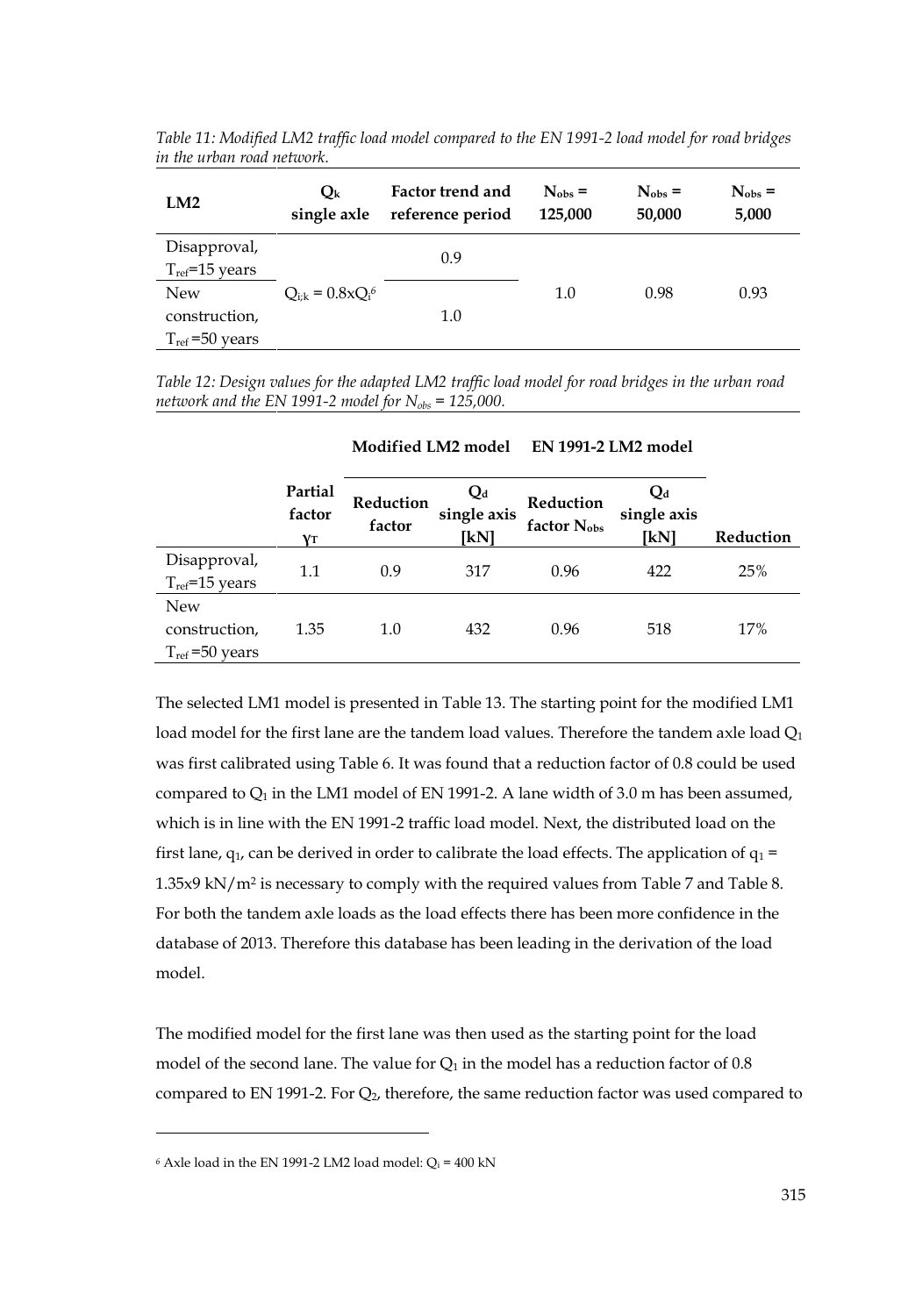*Table 11: Modified LM2 traffic load model compared to the EN 1991-2 load model for road bridges in the urban road network.*

| LM2 | $Q_k$ single axle | Factor trend and reference period | $N_{obs}$ = 125,000 | $N_{obs}$ = 50,000 | $N_{obs}$ = 5,000 |
|---|---|---|---|---|---|
| Disapproval, $T_{ref}$=15 years | $Q_{i;k} = 0.8xQ_i$[6] | 0.9 | 1.0 | 0.98 | 0.93 |
| New construction, $T_{ref}$=50 years | | 1.0 | | | |

*Table 12: Design values for the adapted LM2 traffic load model for road bridges in the urban road network and the EN 1991-2 model for $N_{obs}$ = 125,000.*

| | | Modified LM2 model | | EN 1991-2 LM2 model | | |
|---|---|---|---|---|---|---|
| | Partial factor $\gamma_T$ | Reduction factor | $Q_d$ single axis [kN] | Reduction factor $N_{obs}$ | $Q_d$ single axis [kN] | Reduction |
| Disapproval, $T_{ref}$=15 years | 1.1 | 0.9 | 317 | 0.96 | 422 | 25% |
| New construction, $T_{ref}$=50 years | 1.35 | 1.0 | 432 | 0.96 | 518 | 17% |

The selected LM1 model is presented in Table 13. The starting point for the modified LM1 load model for the first lane are the tandem load values. Therefore the tandem axle load $Q_1$ was first calibrated using Table 6. It was found that a reduction factor of 0.8 could be used compared to $Q_1$ in the LM1 model of EN 1991-2. A lane width of 3.0 m has been assumed, which is in line with the EN 1991-2 traffic load model. Next, the distributed load on the first lane, $q_1$, can be derived in order to calibrate the load effects. The application of $q_1 = 1.35x9$ kN/m$^2$ is necessary to comply with the required values from Table 7 and Table 8. For both the tandem axle loads as the load effects there has been more confidence in the database of 2013. Therefore this database has been leading in the derivation of the load model.

The modified model for the first lane was then used as the starting point for the load model of the second lane. The value for $Q_1$ in the model has a reduction factor of 0.8 compared to EN 1991-2. For $Q_2$, therefore, the same reduction factor was used compared to

[6] Axle load in the EN 1991-2 LM2 load model: $Q_i$ = 400 kN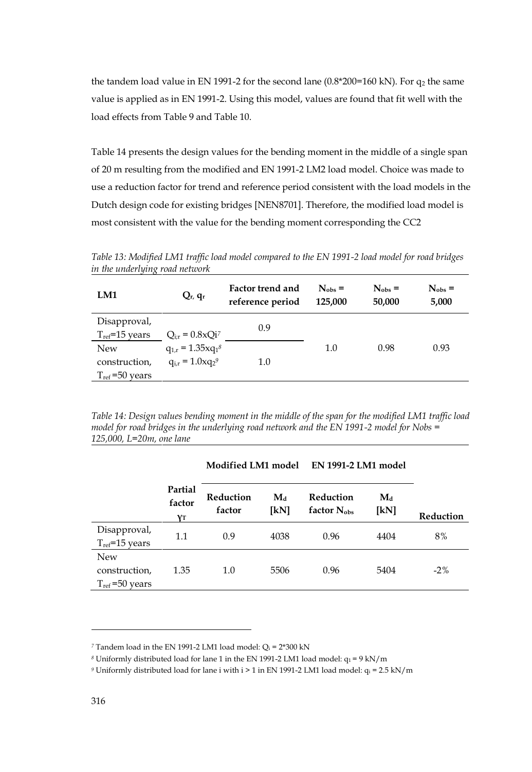the tandem load value in EN 1991-2 for the second lane (0.8*200=160 kN). For $q_2$ the same value is applied as in EN 1991-2. Using this model, values are found that fit well with the load effects from Table 9 and Table 10.

Table 14 presents the design values for the bending moment in the middle of a single span of 20 m resulting from the modified and EN 1991-2 LM2 load model. Choice was made to use a reduction factor for trend and reference period consistent with the load models in the Dutch design code for existing bridges [NEN8701]. Therefore, the modified load model is most consistent with the value for the bending moment corresponding the CC2

*Table 13: Modified LM1 traffic load model compared to the EN 1991-2 load model for road bridges in the underlying road network*

| LM1 | $Q_r$, $q_r$ | Factor trend and reference period | $N_{obs}$ = 125,000 | $N_{obs}$ = 50,000 | $N_{obs}$ = 5,000 |
|---|---|---|---|---|---|
| Disapproval, $T_{ref}$=15 years | $Q_{i;r} = 0.8 x Q_i$[7] | 0.9 | 1.0 | 0.98 | 0.93 |
| New construction, $T_{ref}$=50 years | $q_{1,r} = 1.35 x q_1$[8] $q_{i,r} = 1.0 x q_2$[9] | 1.0 | | | |

*Table 14: Design values bending moment in the middle of the span for the modified LM1 traffic load model for road bridges in the underlying road network and the EN 1991-2 model for Nobs = 125,000, L=20m, one lane*

| | | Modified LM1 model | | EN 1991-2 LM1 model | | |
|---|---|---|---|---|---|---|
| | Partial factor $\gamma_T$ | Reduction factor | $M_d$ [kN] | Reduction factor $N_{obs}$ | $M_d$ [kN] | Reduction |
| Disapproval, $T_{ref}$=15 years | 1.1 | 0.9 | 4038 | 0.96 | 4404 | 8% |
| New construction, $T_{ref}$=50 years | 1.35 | 1.0 | 5506 | 0.96 | 5404 | -2% |

[7] Tandem load in the EN 1991-2 LM1 load model: $Q_i$ = 2*300 kN

[8] Uniformly distributed load for lane 1 in the EN 1991-2 LM1 load model: $q_1$ = 9 kN/m

[9] Uniformly distributed load for lane i with i > 1 in EN 1991-2 LM1 load model: $q_i$ = 2.5 kN/m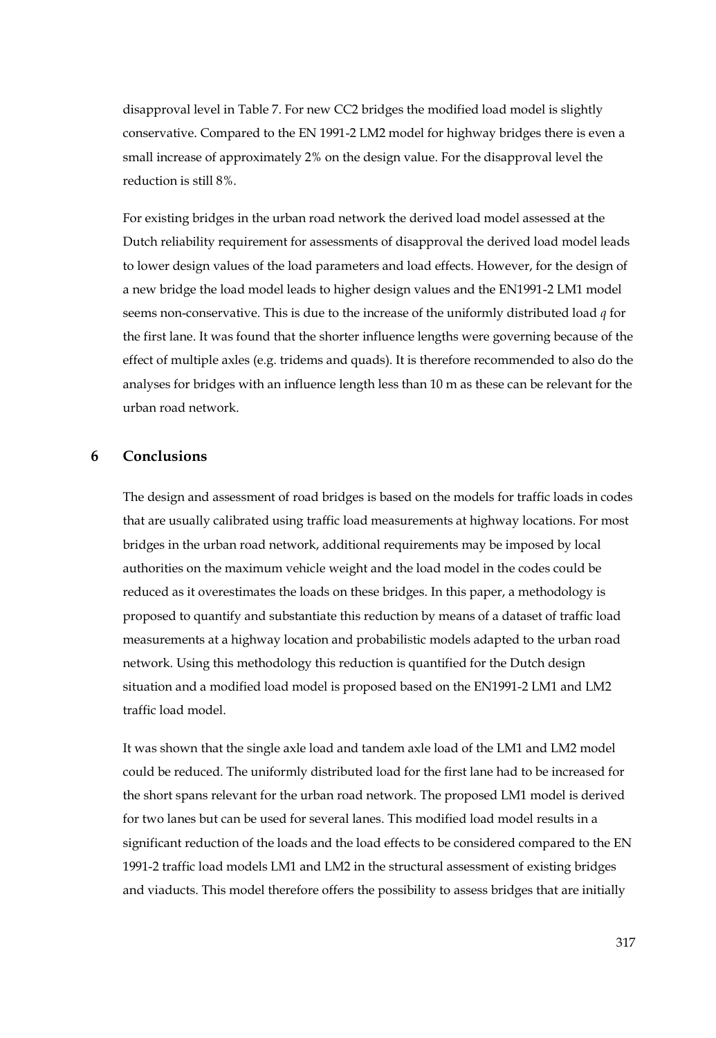disapproval level in Table 7. For new CC2 bridges the modified load model is slightly conservative. Compared to the EN 1991-2 LM2 model for highway bridges there is even a small increase of approximately 2% on the design value. For the disapproval level the reduction is still 8%.

For existing bridges in the urban road network the derived load model assessed at the Dutch reliability requirement for assessments of disapproval the derived load model leads to lower design values of the load parameters and load effects. However, for the design of a new bridge the load model leads to higher design values and the EN1991-2 LM1 model seems non-conservative. This is due to the increase of the uniformly distributed load $q$ for the first lane. It was found that the shorter influence lengths were governing because of the effect of multiple axles (e.g. tridems and quads). It is therefore recommended to also do the analyses for bridges with an influence length less than 10 m as these can be relevant for the urban road network.

## 6 Conclusions

The design and assessment of road bridges is based on the models for traffic loads in codes that are usually calibrated using traffic load measurements at highway locations. For most bridges in the urban road network, additional requirements may be imposed by local authorities on the maximum vehicle weight and the load model in the codes could be reduced as it overestimates the loads on these bridges. In this paper, a methodology is proposed to quantify and substantiate this reduction by means of a dataset of traffic load measurements at a highway location and probabilistic models adapted to the urban road network. Using this methodology this reduction is quantified for the Dutch design situation and a modified load model is proposed based on the EN1991-2 LM1 and LM2 traffic load model.

It was shown that the single axle load and tandem axle load of the LM1 and LM2 model could be reduced. The uniformly distributed load for the first lane had to be increased for the short spans relevant for the urban road network. The proposed LM1 model is derived for two lanes but can be used for several lanes. This modified load model results in a significant reduction of the loads and the load effects to be considered compared to the EN 1991-2 traffic load models LM1 and LM2 in the structural assessment of existing bridges and viaducts. This model therefore offers the possibility to assess bridges that are initially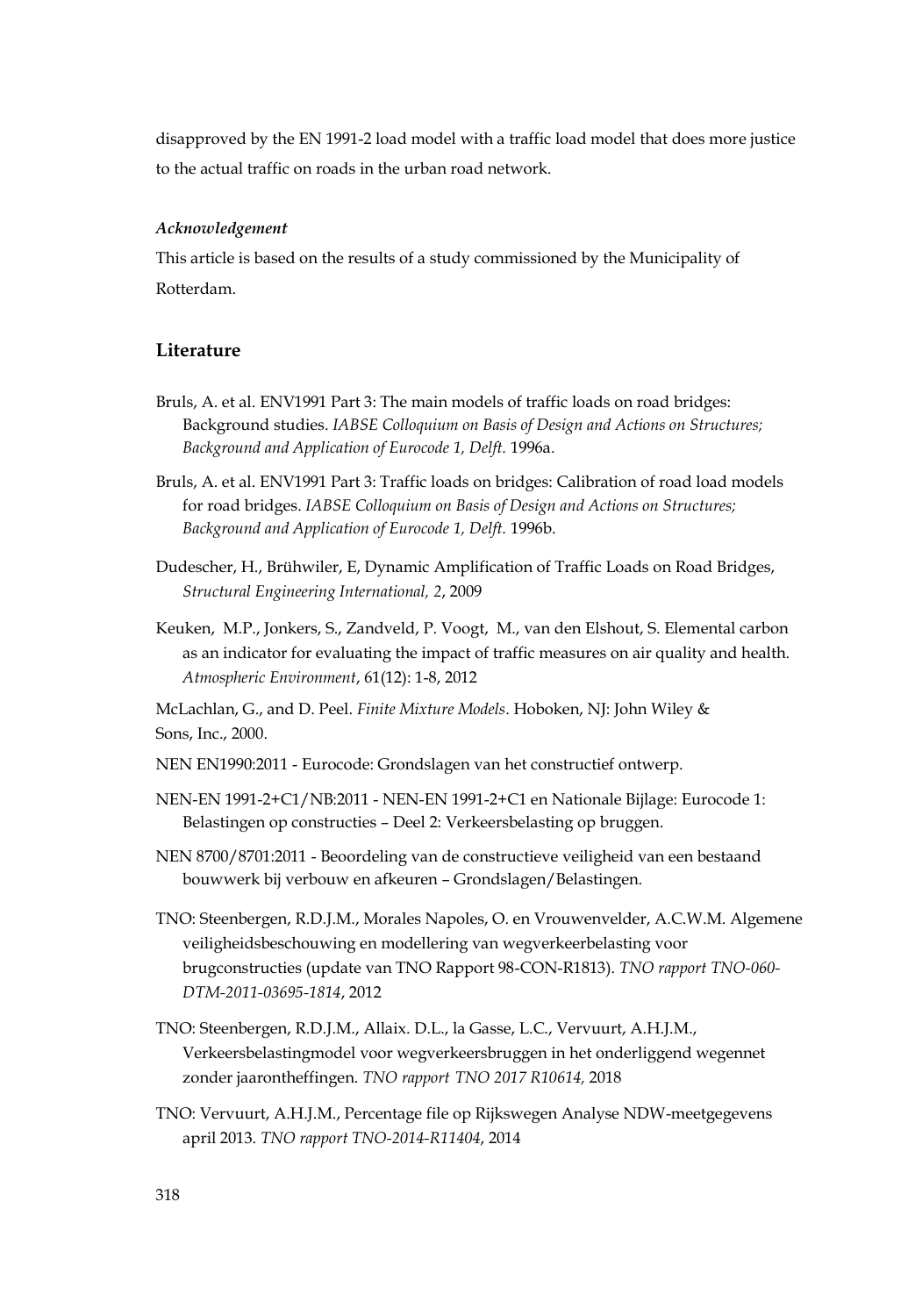disapproved by the EN 1991-2 load model with a traffic load model that does more justice to the actual traffic on roads in the urban road network.

*Acknowledgement*

This article is based on the results of a study commissioned by the Municipality of Rotterdam.

## Literature

Bruls, A. et al. ENV1991 Part 3: The main models of traffic loads on road bridges: Background studies. *IABSE Colloquium on Basis of Design and Actions on Structures; Background and Application of Eurocode 1, Delft.* 1996a.

Bruls, A. et al. ENV1991 Part 3: Traffic loads on bridges: Calibration of road load models for road bridges. *IABSE Colloquium on Basis of Design and Actions on Structures; Background and Application of Eurocode 1, Delft.* 1996b.

Dudescher, H., Brühwiler, E, Dynamic Amplification of Traffic Loads on Road Bridges, *Structural Engineering International, 2*, 2009

Keuken, M.P., Jonkers, S., Zandveld, P. Voogt, M., van den Elshout, S. Elemental carbon as an indicator for evaluating the impact of traffic measures on air quality and health. *Atmospheric Environment*, 61(12): 1-8, 2012

McLachlan, G., and D. Peel. *Finite Mixture Models*. Hoboken, NJ: John Wiley & Sons, Inc., 2000.

NEN EN1990:2011 - Eurocode: Grondslagen van het constructief ontwerp.

NEN-EN 1991-2+C1/NB:2011 - NEN-EN 1991-2+C1 en Nationale Bijlage: Eurocode 1: Belastingen op constructies – Deel 2: Verkeersbelasting op bruggen.

NEN 8700/8701:2011 - Beoordeling van de constructieve veiligheid van een bestaand bouwwerk bij verbouw en afkeuren – Grondslagen/Belastingen.

TNO: Steenbergen, R.D.J.M., Morales Napoles, O. en Vrouwenvelder, A.C.W.M. Algemene veiligheidsbeschouwing en modellering van wegverkeerbelasting voor brugconstructies (update van TNO Rapport 98-CON-R1813). *TNO rapport TNO-060-DTM-2011-03695-1814*, 2012

TNO: Steenbergen, R.D.J.M., Allaix. D.L., la Gasse, L.C., Vervuurt, A.H.J.M., Verkeersbelastingmodel voor wegverkeersbruggen in het onderliggend wegennet zonder jaarontheffingen. *TNO rapport TNO 2017 R10614,* 2018

TNO: Vervuurt, A.H.J.M., Percentage file op Rijkswegen Analyse NDW-meetgegevens april 2013. *TNO rapport TNO-2014-R11404*, 2014